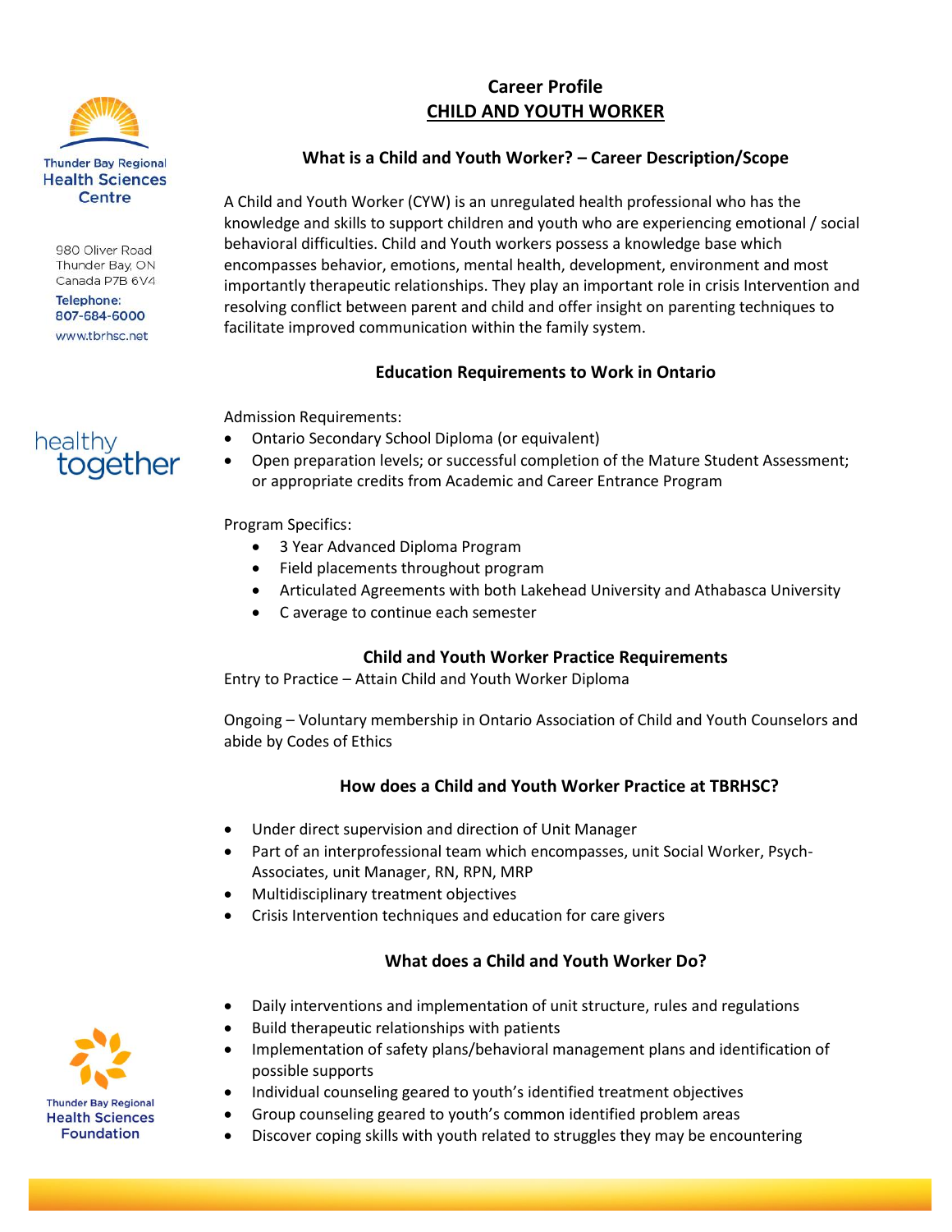Thunder Bay Regional Health Sciences Centre

980 Oliver Road
Thunder Bay, ON
Canada P7B 6V4

Telephone:
807-684-6000

www.tbrhsc.net

healthy together

# Career Profile
# CHILD AND YOUTH WORKER

## What is a Child and Youth Worker? – Career Description/Scope

A Child and Youth Worker (CYW) is an unregulated health professional who has the knowledge and skills to support children and youth who are experiencing emotional / social behavioral difficulties. Child and Youth workers possess a knowledge base which encompasses behavior, emotions, mental health, development, environment and most importantly therapeutic relationships. They play an important role in crisis Intervention and resolving conflict between parent and child and offer insight on parenting techniques to facilitate improved communication within the family system.

## Education Requirements to Work in Ontario

Admission Requirements:

- Ontario Secondary School Diploma (or equivalent)
- Open preparation levels; or successful completion of the Mature Student Assessment; or appropriate credits from Academic and Career Entrance Program

Program Specifics:

- 3 Year Advanced Diploma Program
- Field placements throughout program
- Articulated Agreements with both Lakehead University and Athabasca University
- C average to continue each semester

## Child and Youth Worker Practice Requirements

Entry to Practice – Attain Child and Youth Worker Diploma

Ongoing – Voluntary membership in Ontario Association of Child and Youth Counselors and abide by Codes of Ethics

## How does a Child and Youth Worker Practice at TBRHSC?

- Under direct supervision and direction of Unit Manager
- Part of an interprofessional team which encompasses, unit Social Worker, Psych-Associates, unit Manager, RN, RPN, MRP
- Multidisciplinary treatment objectives
- Crisis Intervention techniques and education for care givers

## What does a Child and Youth Worker Do?

- Daily interventions and implementation of unit structure, rules and regulations
- Build therapeutic relationships with patients
- Implementation of safety plans/behavioral management plans and identification of possible supports
- Individual counseling geared to youth's identified treatment objectives
- Group counseling geared to youth's common identified problem areas
- Discover coping skills with youth related to struggles they may be encountering

Thunder Bay Regional Health Sciences Foundation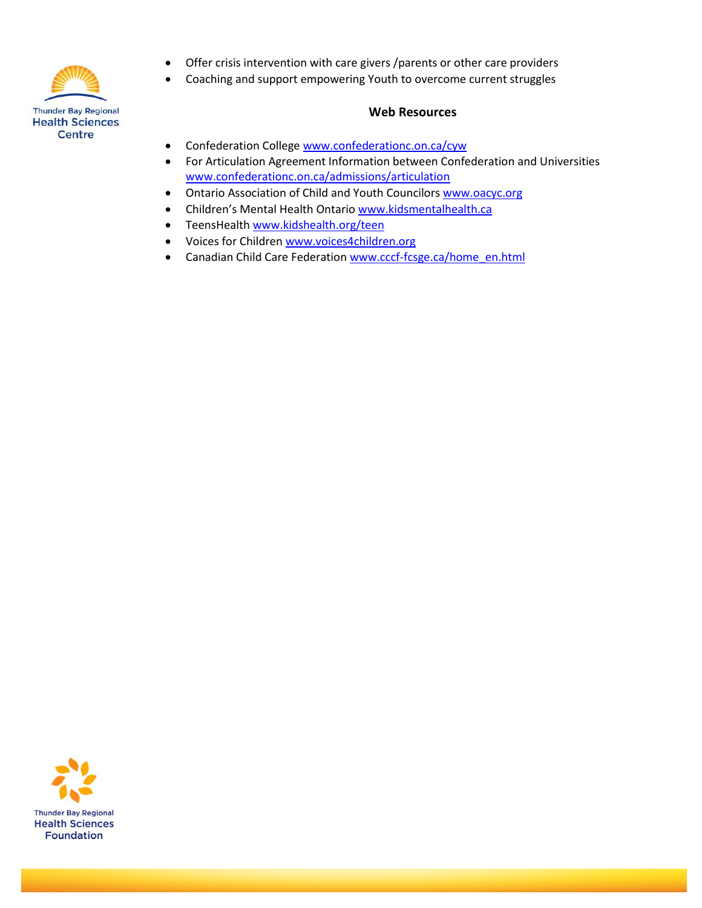- Offer crisis intervention with care givers /parents or other care providers
- Coaching and support empowering Youth to overcome current struggles

**Web Resources**

- Confederation College www.confederationc.on.ca/cyw
- For Articulation Agreement Information between Confederation and Universities www.confederationc.on.ca/admissions/articulation
- Ontario Association of Child and Youth Councilors www.oacyc.org
- Children's Mental Health Ontario www.kidsmentalhealth.ca
- TeensHealth www.kidshealth.org/teen
- Voices for Children www.voices4children.org
- Canadian Child Care Federation www.cccf-fcsge.ca/home_en.html